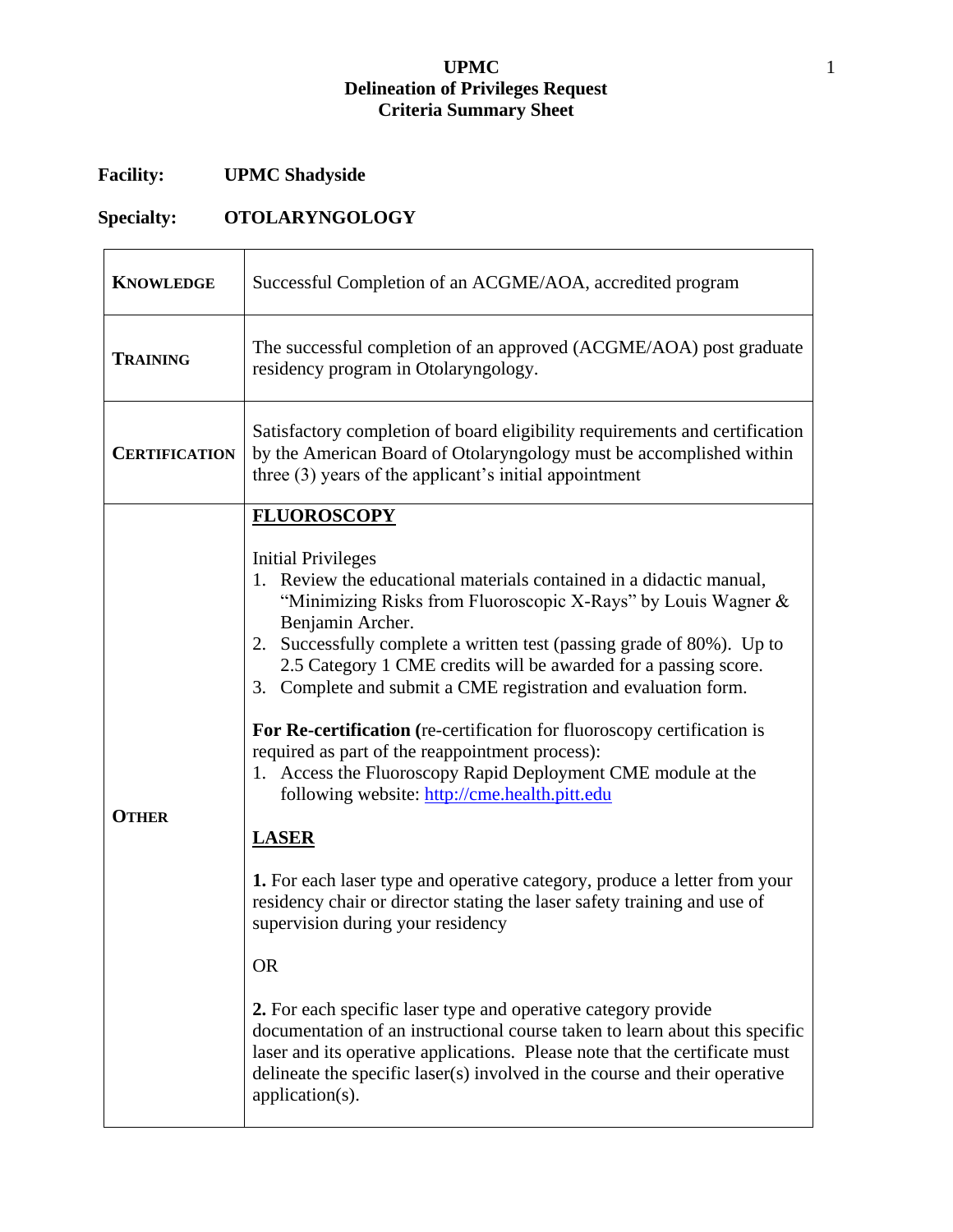# UPMC
## Delineation of Privileges Request
## Criteria Summary Sheet

**Facility:** UPMC Shadyside

**Specialty:** OTOLARYNGOLOGY

| | |
|---|---|
| **KNOWLEDGE** | Successful Completion of an ACGME/AOA, accredited program |
| **TRAINING** | The successful completion of an approved (ACGME/AOA) post graduate residency program in Otolaryngology. |
| **CERTIFICATION** | Satisfactory completion of board eligibility requirements and certification by the American Board of Otolaryngology must be accomplished within three (3) years of the applicant's initial appointment |
| **OTHER** | **FLUOROSCOPY**<br><br>Initial Privileges<br>1. Review the educational materials contained in a didactic manual, "Minimizing Risks from Fluoroscopic X-Rays" by Louis Wagner & Benjamin Archer.<br>2. Successfully complete a written test (passing grade of 80%). Up to 2.5 Category 1 CME credits will be awarded for a passing score.<br>3. Complete and submit a CME registration and evaluation form.<br><br>**For Re-certification (**re-certification for fluoroscopy certification is required as part of the reappointment process):<br>1. Access the Fluoroscopy Rapid Deployment CME module at the following website: http://cme.health.pitt.edu<br><br>**LASER**<br><br>**1.** For each laser type and operative category, produce a letter from your residency chair or director stating the laser safety training and use of supervision during your residency<br><br>OR<br><br>**2.** For each specific laser type and operative category provide documentation of an instructional course taken to learn about this specific laser and its operative applications. Please note that the certificate must delineate the specific laser(s) involved in the course and their operative application(s). |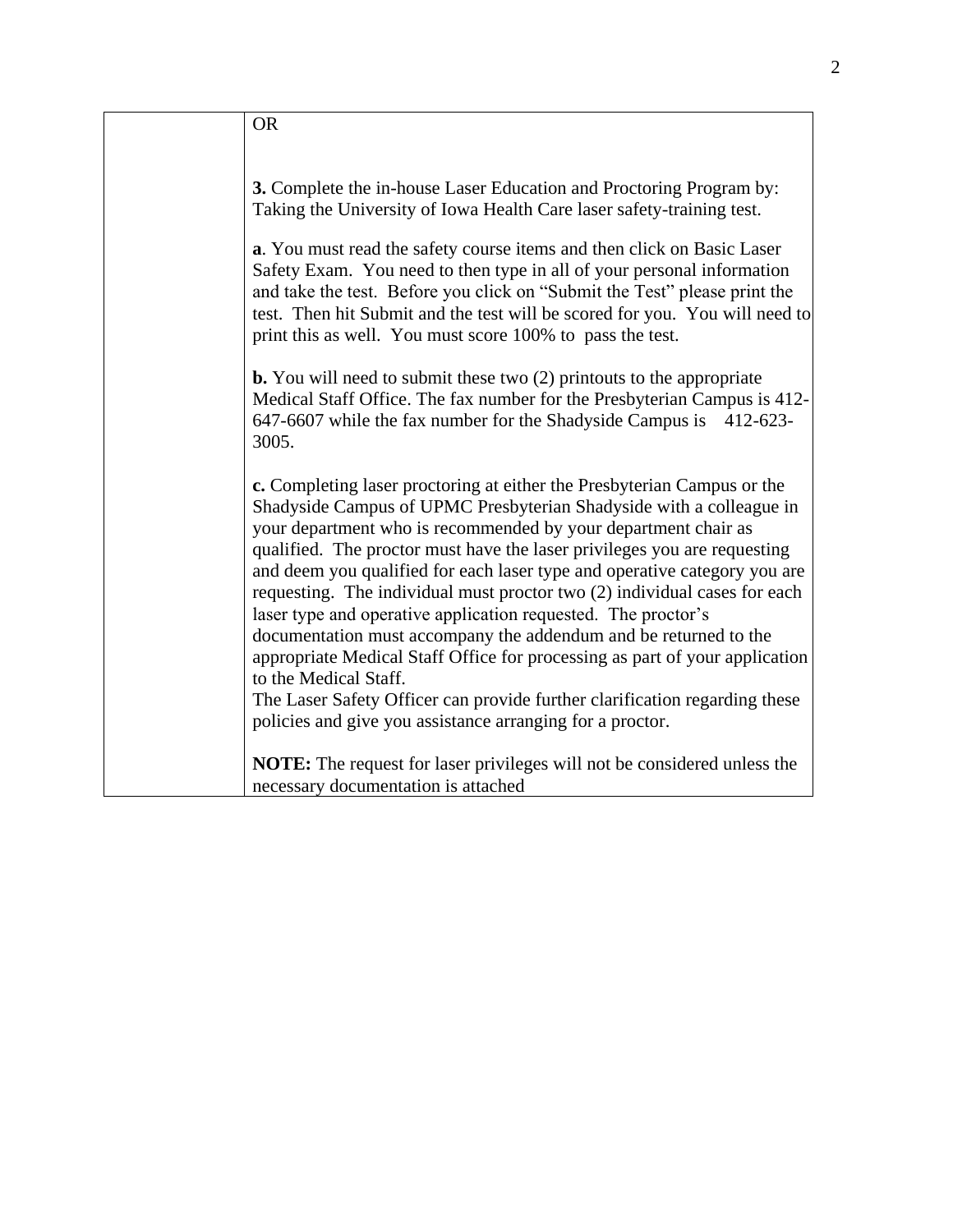| | |
|---|---|
| | OR<br><br>**3.** Complete the in-house Laser Education and Proctoring Program by: Taking the University of Iowa Health Care laser safety-training test.<br><br>**a**. You must read the safety course items and then click on Basic Laser Safety Exam. You need to then type in all of your personal information and take the test. Before you click on "Submit the Test" please print the test. Then hit Submit and the test will be scored for you. You will need to print this as well. You must score 100% to pass the test.<br><br>**b.** You will need to submit these two (2) printouts to the appropriate Medical Staff Office. The fax number for the Presbyterian Campus is 412-647-6607 while the fax number for the Shadyside Campus is 412-623-3005.<br><br>**c.** Completing laser proctoring at either the Presbyterian Campus or the Shadyside Campus of UPMC Presbyterian Shadyside with a colleague in your department who is recommended by your department chair as qualified. The proctor must have the laser privileges you are requesting and deem you qualified for each laser type and operative category you are requesting. The individual must proctor two (2) individual cases for each laser type and operative application requested. The proctor's documentation must accompany the addendum and be returned to the appropriate Medical Staff Office for processing as part of your application to the Medical Staff.<br>The Laser Safety Officer can provide further clarification regarding these policies and give you assistance arranging for a proctor.<br><br>**NOTE:** The request for laser privileges will not be considered unless the necessary documentation is attached |